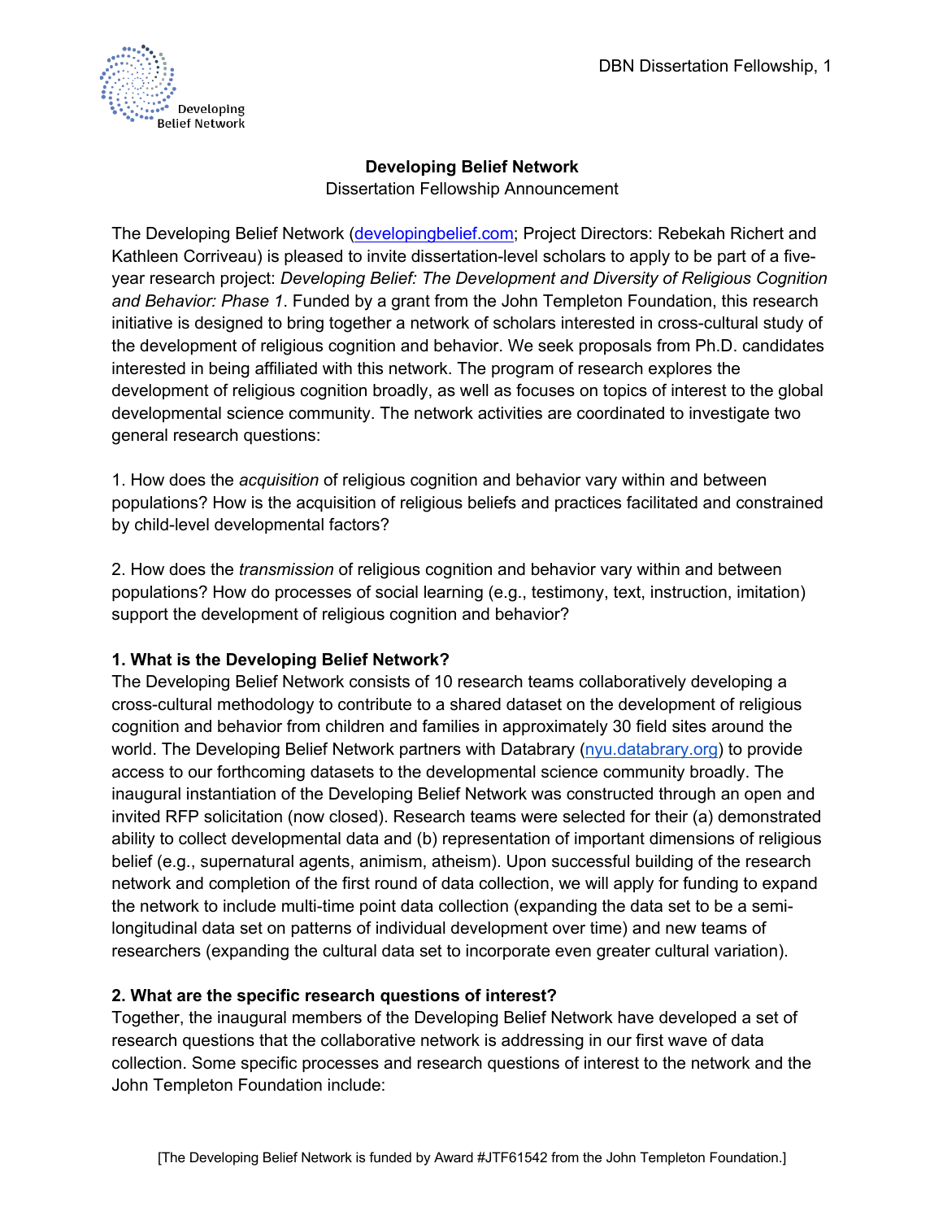# Developing Belief Network

Dissertation Fellowship Announcement

The Developing Belief Network (developingbelief.com; Project Directors: Rebekah Richert and Kathleen Corriveau) is pleased to invite dissertation-level scholars to apply to be part of a five-year research project: *Developing Belief: The Development and Diversity of Religious Cognition and Behavior: Phase 1*. Funded by a grant from the John Templeton Foundation, this research initiative is designed to bring together a network of scholars interested in cross-cultural study of the development of religious cognition and behavior. We seek proposals from Ph.D. candidates interested in being affiliated with this network. The program of research explores the development of religious cognition broadly, as well as focuses on topics of interest to the global developmental science community. The network activities are coordinated to investigate two general research questions:

1. How does the *acquisition* of religious cognition and behavior vary within and between populations? How is the acquisition of religious beliefs and practices facilitated and constrained by child-level developmental factors?

2. How does the *transmission* of religious cognition and behavior vary within and between populations? How do processes of social learning (e.g., testimony, text, instruction, imitation) support the development of religious cognition and behavior?

**1. What is the Developing Belief Network?**

The Developing Belief Network consists of 10 research teams collaboratively developing a cross-cultural methodology to contribute to a shared dataset on the development of religious cognition and behavior from children and families in approximately 30 field sites around the world. The Developing Belief Network partners with Databrary (nyu.databrary.org) to provide access to our forthcoming datasets to the developmental science community broadly. The inaugural instantiation of the Developing Belief Network was constructed through an open and invited RFP solicitation (now closed). Research teams were selected for their (a) demonstrated ability to collect developmental data and (b) representation of important dimensions of religious belief (e.g., supernatural agents, animism, atheism). Upon successful building of the research network and completion of the first round of data collection, we will apply for funding to expand the network to include multi-time point data collection (expanding the data set to be a semi-longitudinal data set on patterns of individual development over time) and new teams of researchers (expanding the cultural data set to incorporate even greater cultural variation).

**2. What are the specific research questions of interest?**

Together, the inaugural members of the Developing Belief Network have developed a set of research questions that the collaborative network is addressing in our first wave of data collection. Some specific processes and research questions of interest to the network and the John Templeton Foundation include:

[The Developing Belief Network is funded by Award #JTF61542 from the John Templeton Foundation.]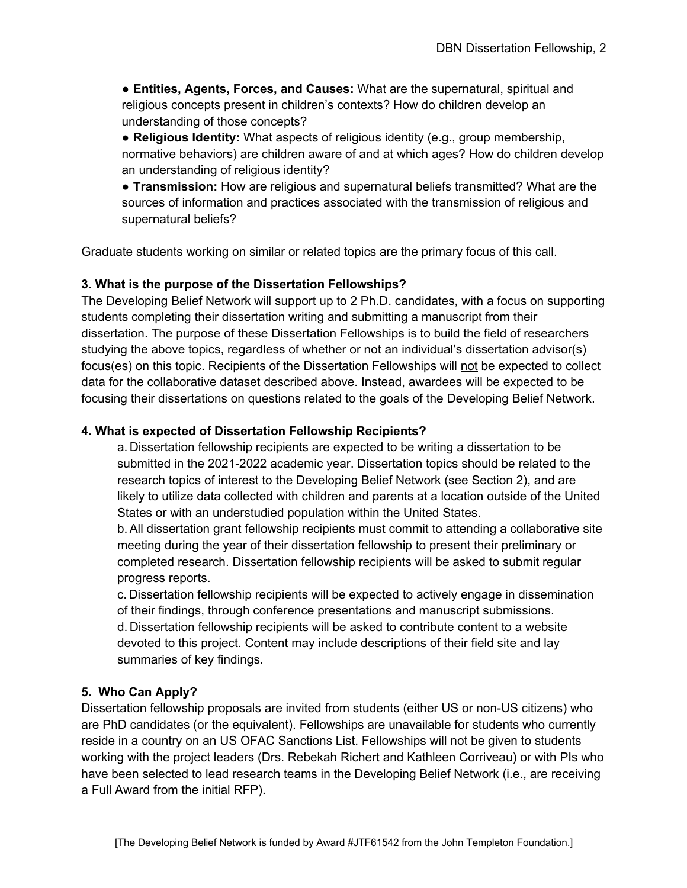- **Entities, Agents, Forces, and Causes:** What are the supernatural, spiritual and religious concepts present in children's contexts? How do children develop an understanding of those concepts?
- **Religious Identity:** What aspects of religious identity (e.g., group membership, normative behaviors) are children aware of and at which ages? How do children develop an understanding of religious identity?
- **Transmission:** How are religious and supernatural beliefs transmitted? What are the sources of information and practices associated with the transmission of religious and supernatural beliefs?

Graduate students working on similar or related topics are the primary focus of this call.

**3. What is the purpose of the Dissertation Fellowships?**

The Developing Belief Network will support up to 2 Ph.D. candidates, with a focus on supporting students completing their dissertation writing and submitting a manuscript from their dissertation. The purpose of these Dissertation Fellowships is to build the field of researchers studying the above topics, regardless of whether or not an individual's dissertation advisor(s) focus(es) on this topic. Recipients of the Dissertation Fellowships will <u>not</u> be expected to collect data for the collaborative dataset described above. Instead, awardees will be expected to be focusing their dissertations on questions related to the goals of the Developing Belief Network.

**4. What is expected of Dissertation Fellowship Recipients?**

a. Dissertation fellowship recipients are expected to be writing a dissertation to be submitted in the 2021-2022 academic year. Dissertation topics should be related to the research topics of interest to the Developing Belief Network (see Section 2), and are likely to utilize data collected with children and parents at a location outside of the United States or with an understudied population within the United States.

b. All dissertation grant fellowship recipients must commit to attending a collaborative site meeting during the year of their dissertation fellowship to present their preliminary or completed research. Dissertation fellowship recipients will be asked to submit regular progress reports.

c. Dissertation fellowship recipients will be expected to actively engage in dissemination of their findings, through conference presentations and manuscript submissions.

d. Dissertation fellowship recipients will be asked to contribute content to a website devoted to this project. Content may include descriptions of their field site and lay summaries of key findings.

**5. Who Can Apply?**

Dissertation fellowship proposals are invited from students (either US or non-US citizens) who are PhD candidates (or the equivalent). Fellowships are unavailable for students who currently reside in a country on an US OFAC Sanctions List. Fellowships <u>will not be given</u> to students working with the project leaders (Drs. Rebekah Richert and Kathleen Corriveau) or with PIs who have been selected to lead research teams in the Developing Belief Network (i.e., are receiving a Full Award from the initial RFP).

[The Developing Belief Network is funded by Award #JTF61542 from the John Templeton Foundation.]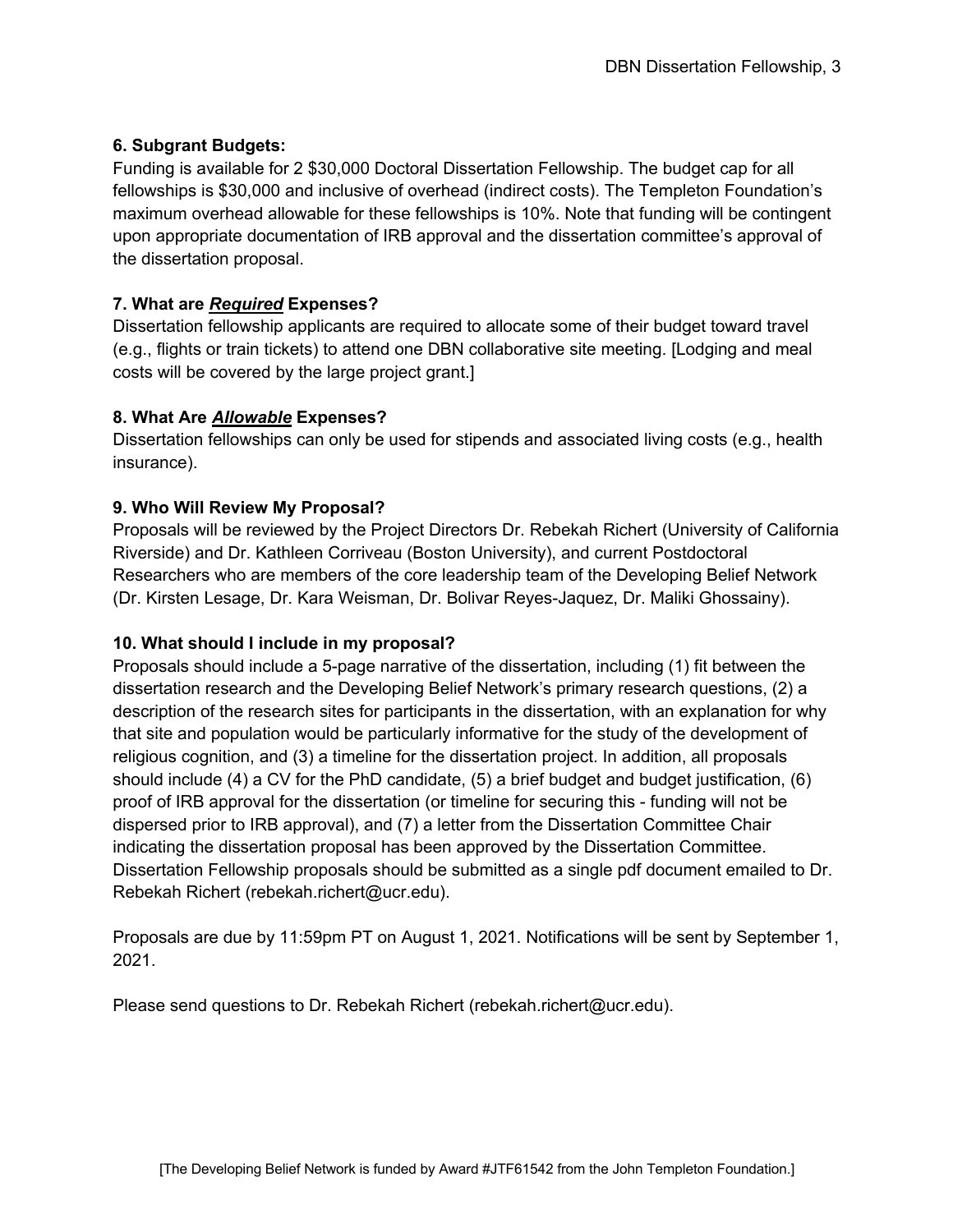### 6. Subgrant Budgets:

Funding is available for 2 $30,000 Doctoral Dissertation Fellowship. The budget cap for all fellowships is $30,000 and inclusive of overhead (indirect costs). The Templeton Foundation's maximum overhead allowable for these fellowships is 10%. Note that funding will be contingent upon appropriate documentation of IRB approval and the dissertation committee's approval of the dissertation proposal.

### 7. What are ***Required*** Expenses?

Dissertation fellowship applicants are required to allocate some of their budget toward travel (e.g., flights or train tickets) to attend one DBN collaborative site meeting. [Lodging and meal costs will be covered by the large project grant.]

### 8. What Are ***Allowable*** Expenses?

Dissertation fellowships can only be used for stipends and associated living costs (e.g., health insurance).

### 9. Who Will Review My Proposal?

Proposals will be reviewed by the Project Directors Dr. Rebekah Richert (University of California Riverside) and Dr. Kathleen Corriveau (Boston University), and current Postdoctoral Researchers who are members of the core leadership team of the Developing Belief Network (Dr. Kirsten Lesage, Dr. Kara Weisman, Dr. Bolivar Reyes-Jaquez, Dr. Maliki Ghossainy).

### 10. What should I include in my proposal?

Proposals should include a 5-page narrative of the dissertation, including (1) fit between the dissertation research and the Developing Belief Network's primary research questions, (2) a description of the research sites for participants in the dissertation, with an explanation for why that site and population would be particularly informative for the study of the development of religious cognition, and (3) a timeline for the dissertation project. In addition, all proposals should include (4) a CV for the PhD candidate, (5) a brief budget and budget justification, (6) proof of IRB approval for the dissertation (or timeline for securing this - funding will not be dispersed prior to IRB approval), and (7) a letter from the Dissertation Committee Chair indicating the dissertation proposal has been approved by the Dissertation Committee. Dissertation Fellowship proposals should be submitted as a single pdf document emailed to Dr. Rebekah Richert (rebekah.richert@ucr.edu).

Proposals are due by 11:59pm PT on August 1, 2021. Notifications will be sent by September 1, 2021.

Please send questions to Dr. Rebekah Richert (rebekah.richert@ucr.edu).

[The Developing Belief Network is funded by Award #JTF61542 from the John Templeton Foundation.]